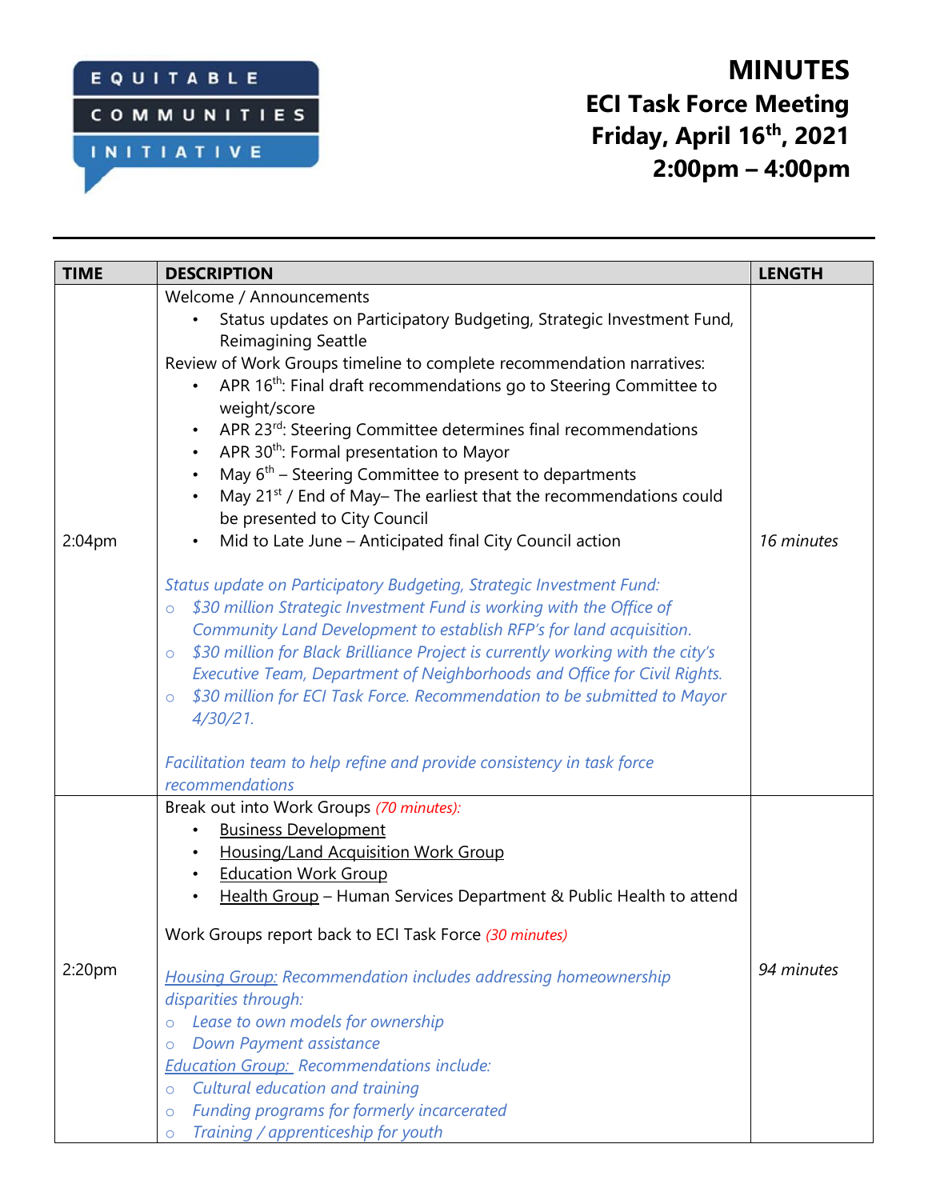EQUITABLE COMMUNITIES INITIATIVE

# MINUTES
## ECI Task Force Meeting
## Friday, April 16th, 2021
## 2:00pm – 4:00pm

| TIME | DESCRIPTION | LENGTH |
|---|---|---|
| 2:04pm | Welcome / Announcements<br>• Status updates on Participatory Budgeting, Strategic Investment Fund, Reimagining Seattle<br>Review of Work Groups timeline to complete recommendation narratives:<br>• APR 16th: Final draft recommendations go to Steering Committee to weight/score<br>• APR 23rd: Steering Committee determines final recommendations<br>• APR 30th: Formal presentation to Mayor<br>• May 6th – Steering Committee to present to departments<br>• May 21st / End of May– The earliest that the recommendations could be presented to City Council<br>• Mid to Late June – Anticipated final City Council action<br><br>*Status update on Participatory Budgeting, Strategic Investment Fund:*<br>○ *$30 million Strategic Investment Fund is working with the Office of Community Land Development to establish RFP's for land acquisition.*<br>○ *$30 million for Black Brilliance Project is currently working with the city's Executive Team, Department of Neighborhoods and Office for Civil Rights.*<br>○ *$30 million for ECI Task Force. Recommendation to be submitted to Mayor 4/30/21.*<br><br>*Facilitation team to help refine and provide consistency in task force recommendations* | *16 minutes* |
| 2:20pm | Break out into Work Groups *(70 minutes):*<br>• Business Development<br>• Housing/Land Acquisition Work Group<br>• Education Work Group<br>• Health Group – Human Services Department & Public Health to attend<br><br>Work Groups report back to ECI Task Force *(30 minutes)*<br><br>*Housing Group: Recommendation includes addressing homeownership disparities through:*<br>○ *Lease to own models for ownership*<br>○ *Down Payment assistance*<br>*Education Group: Recommendations include:*<br>○ *Cultural education and training*<br>○ *Funding programs for formerly incarcerated*<br>○ *Training / apprenticeship for youth* | *94 minutes* |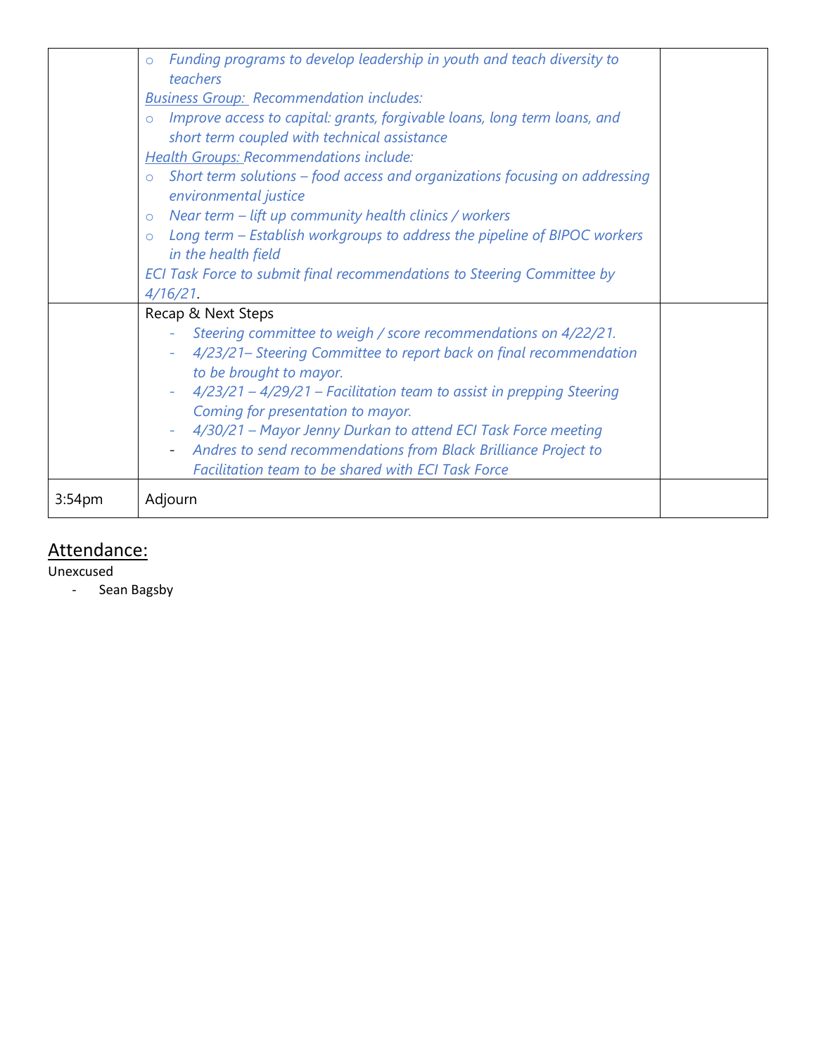| | | |
|---|---|---|
| | ○ *Funding programs to develop leadership in youth and teach diversity to teachers*<br>*Business Group: Recommendation includes:*<br>○ *Improve access to capital: grants, forgivable loans, long term loans, and short term coupled with technical assistance*<br>*Health Groups: Recommendations include:*<br>○ *Short term solutions – food access and organizations focusing on addressing environmental justice*<br>○ *Near term – lift up community health clinics / workers*<br>○ *Long term – Establish workgroups to address the pipeline of BIPOC workers in the health field*<br>*ECI Task Force to submit final recommendations to Steering Committee by 4/16/21*. | |
| | Recap & Next Steps<br>- *Steering committee to weigh / score recommendations on 4/22/21.*<br>- *4/23/21– Steering Committee to report back on final recommendation to be brought to mayor.*<br>- *4/23/21 – 4/29/21 – Facilitation team to assist in prepping Steering Coming for presentation to mayor.*<br>- *4/30/21 – Mayor Jenny Durkan to attend ECI Task Force meeting*<br>- *Andres to send recommendations from Black Brilliance Project to Facilitation team to be shared with ECI Task Force* | |
| 3:54pm | Adjourn | |

## Attendance:

Unexcused

- Sean Bagsby